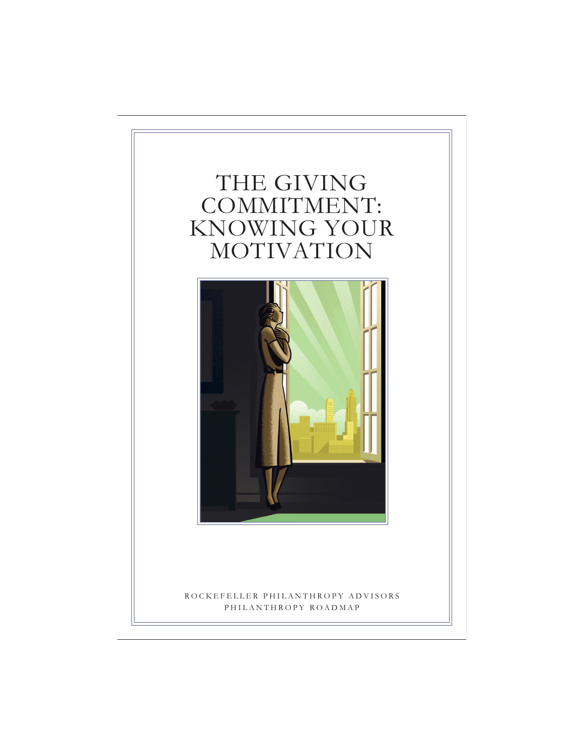# THE GIVING COMMITMENT: KNOWING YOUR MOTIVATION

ROCKEFELLER PHILANTHROPY ADVISORS

PHILANTHROPY ROADMAP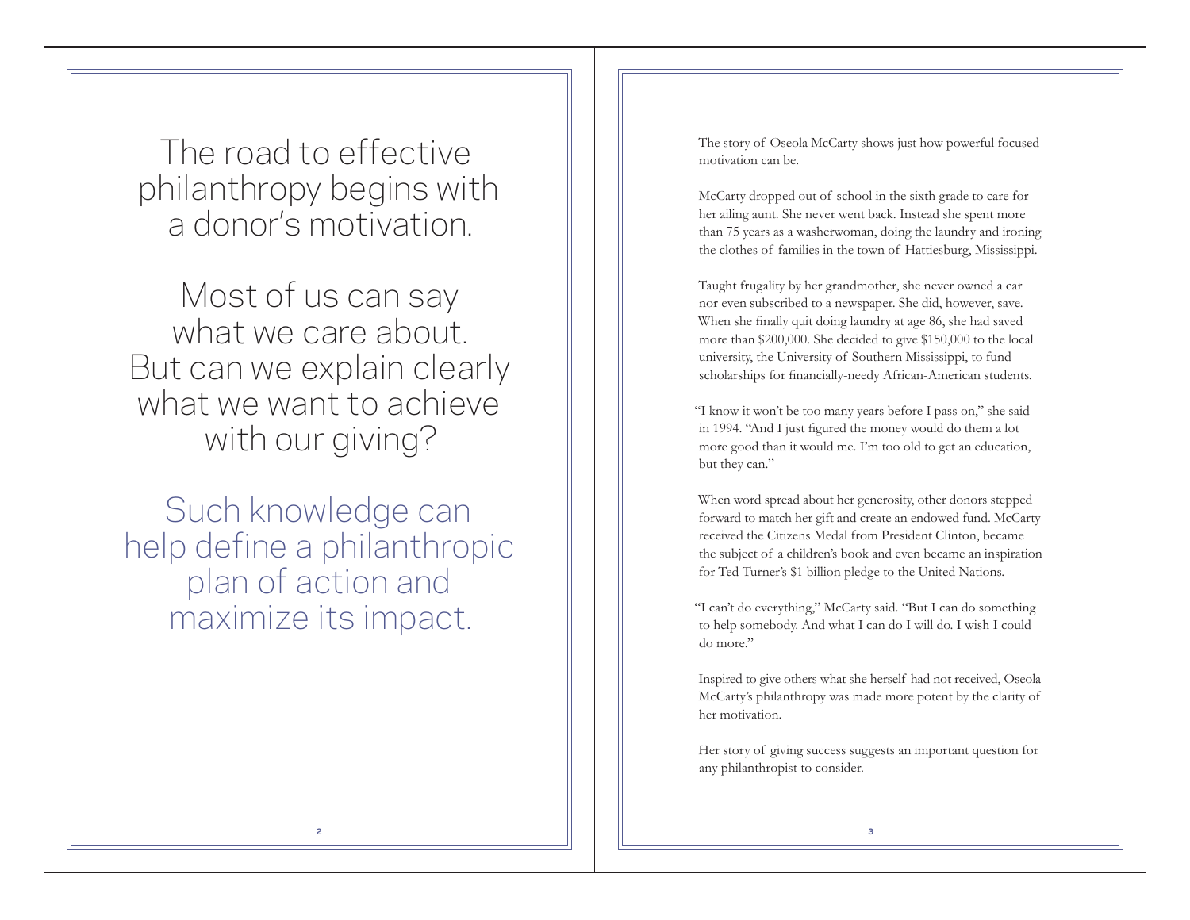The road to effective philanthropy begins with a donor's motivation.

Most of us can say what we care about. But can we explain clearly what we want to achieve with our giving?

Such knowledge can help define a philanthropic plan of action and maximize its impact.

The story of Oseola McCarty shows just how powerful focused motivation can be.

McCarty dropped out of school in the sixth grade to care for her ailing aunt. She never went back. Instead she spent more than 75 years as a washerwoman, doing the laundry and ironing the clothes of families in the town of Hattiesburg, Mississippi.

Taught frugality by her grandmother, she never owned a car nor even subscribed to a newspaper. She did, however, save. When she finally quit doing laundry at age 86, she had saved more than $200,000. She decided to give $150,000 to the local university, the University of Southern Mississippi, to fund scholarships for financially-needy African-American students.

"I know it won't be too many years before I pass on," she said in 1994. "And I just figured the money would do them a lot more good than it would me. I'm too old to get an education, but they can."

When word spread about her generosity, other donors stepped forward to match her gift and create an endowed fund. McCarty received the Citizens Medal from President Clinton, became the subject of a children's book and even became an inspiration for Ted Turner's $1 billion pledge to the United Nations.

"I can't do everything," McCarty said. "But I can do something to help somebody. And what I can do I will do. I wish I could do more."

Inspired to give others what she herself had not received, Oseola McCarty's philanthropy was made more potent by the clarity of her motivation.

Her story of giving success suggests an important question for any philanthropist to consider.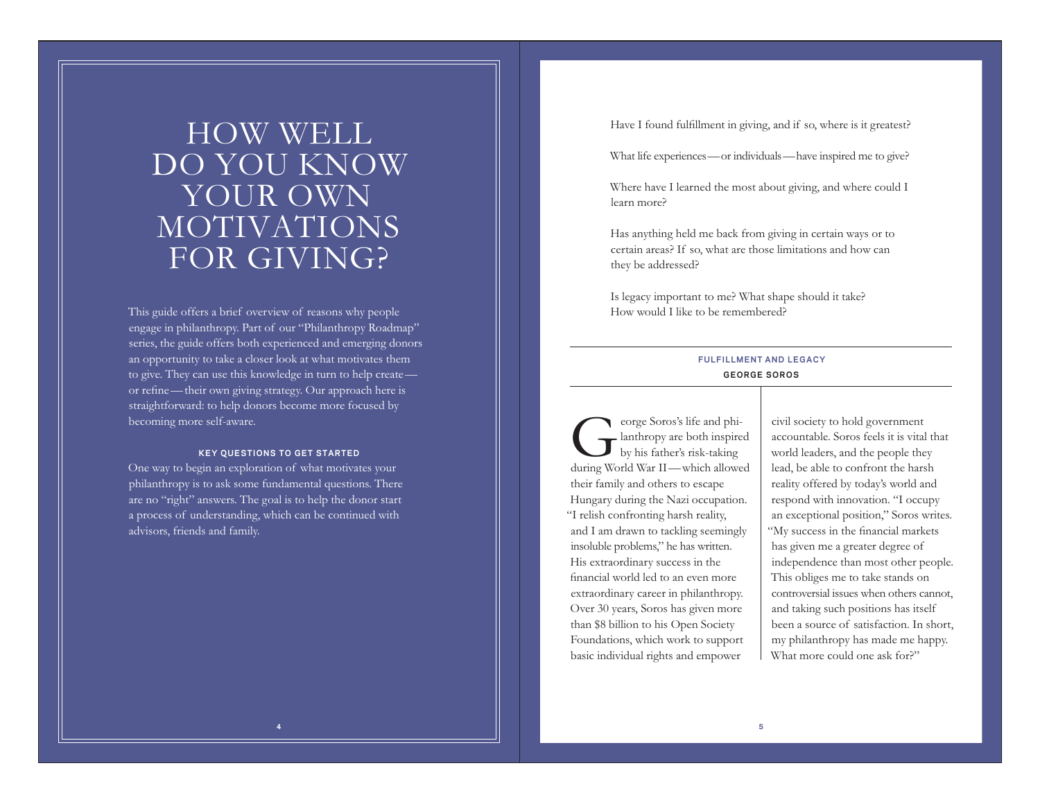# HOW WELL DO YOU KNOW YOUR OWN MOTIVATIONS FOR GIVING?

This guide offers a brief overview of reasons why people engage in philanthropy. Part of our "Philanthropy Roadmap" series, the guide offers both experienced and emerging donors an opportunity to take a closer look at what motivates them to give. They can use this knowledge in turn to help create—or refine—their own giving strategy. Our approach here is straightforward: to help donors become more focused by becoming more self-aware.

**KEY QUESTIONS TO GET STARTED**

One way to begin an exploration of what motivates your philanthropy is to ask some fundamental questions. There are no "right" answers. The goal is to help the donor start a process of understanding, which can be continued with advisors, friends and family.

Have I found fulfillment in giving, and if so, where is it greatest?

What life experiences—or individuals—have inspired me to give?

Where have I learned the most about giving, and where could I learn more?

Has anything held me back from giving in certain ways or to certain areas? If so, what are those limitations and how can they be addressed?

Is legacy important to me? What shape should it take? How would I like to be remembered?

**FULFILLMENT AND LEGACY**

**GEORGE SOROS**

George Soros's life and philanthropy are both inspired by his father's risk-taking during World War II—which allowed their family and others to escape Hungary during the Nazi occupation. "I relish confronting harsh reality, and I am drawn to tackling seemingly insoluble problems," he has written. His extraordinary success in the financial world led to an even more extraordinary career in philanthropy. Over 30 years, Soros has given more than $8 billion to his Open Society Foundations, which work to support basic individual rights and empower civil society to hold government accountable. Soros feels it is vital that world leaders, and the people they lead, be able to confront the harsh reality offered by today's world and respond with innovation. "I occupy an exceptional position," Soros writes. "My success in the financial markets has given me a greater degree of independence than most other people. This obliges me to take stands on controversial issues when others cannot, and taking such positions has itself been a source of satisfaction. In short, my philanthropy has made me happy. What more could one ask for?"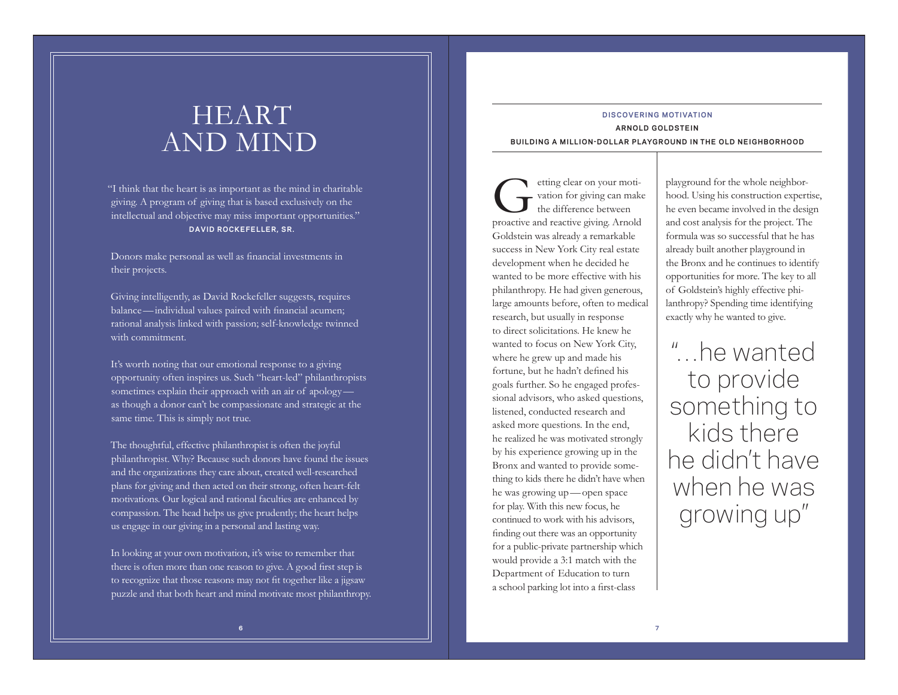# HEART AND MIND

"I think that the heart is as important as the mind in charitable giving. A program of giving that is based exclusively on the intellectual and objective may miss important opportunities."
**DAVID ROCKEFELLER, SR.**

Donors make personal as well as financial investments in their projects.

Giving intelligently, as David Rockefeller suggests, requires balance — individual values paired with financial acumen; rational analysis linked with passion; self-knowledge twinned with commitment.

It's worth noting that our emotional response to a giving opportunity often inspires us. Such "heart-led" philanthropists sometimes explain their approach with an air of apology — as though a donor can't be compassionate and strategic at the same time. This is simply not true.

The thoughtful, effective philanthropist is often the joyful philanthropist. Why? Because such donors have found the issues and the organizations they care about, created well-researched plans for giving and then acted on their strong, often heart-felt motivations. Our logical and rational faculties are enhanced by compassion. The head helps us give prudently; the heart helps us engage in our giving in a personal and lasting way.

In looking at your own motivation, it's wise to remember that there is often more than one reason to give. A good first step is to recognize that those reasons may not fit together like a jigsaw puzzle and that both heart and mind motivate most philanthropy.

**DISCOVERING MOTIVATION**

**ARNOLD GOLDSTEIN**

**BUILDING A MILLION-DOLLAR PLAYGROUND IN THE OLD NEIGHBORHOOD**

Getting clear on your motivation for giving can make the difference between proactive and reactive giving. Arnold Goldstein was already a remarkable success in New York City real estate development when he decided he wanted to be more effective with his philanthropy. He had given generous, large amounts before, often to medical research, but usually in response to direct solicitations. He knew he wanted to focus on New York City, where he grew up and made his fortune, but he hadn't defined his goals further. So he engaged professional advisors, who asked questions, listened, conducted research and asked more questions. In the end, he realized he was motivated strongly by his experience growing up in the Bronx and wanted to provide something to kids there he didn't have when he was growing up — open space for play. With this new focus, he continued to work with his advisors, finding out there was an opportunity for a public-private partnership which would provide a 3:1 match with the Department of Education to turn a school parking lot into a first-class playground for the whole neighborhood. Using his construction expertise, he even became involved in the design and cost analysis for the project. The formula was so successful that he has already built another playground in the Bronx and he continues to identify opportunities for more. The key to all of Goldstein's highly effective philanthropy? Spending time identifying exactly why he wanted to give.

> "...he wanted to provide something to kids there he didn't have when he was growing up"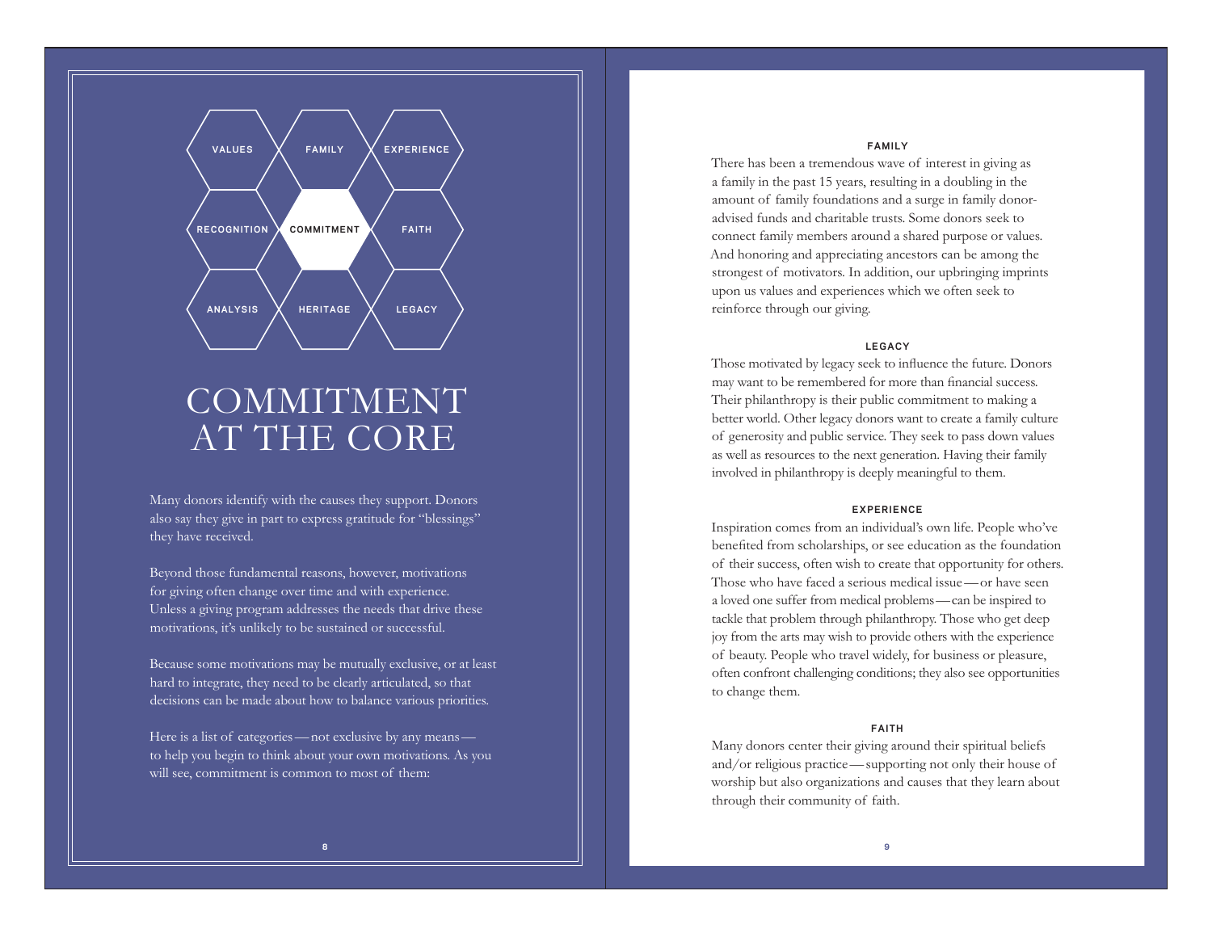VALUES | FAMILY | EXPERIENCE

RECOGNITION | COMMITMENT | FAITH

ANALYSIS | HERITAGE | LEGACY

# COMMITMENT AT THE CORE

Many donors identify with the causes they support. Donors also say they give in part to express gratitude for "blessings" they have received.

Beyond those fundamental reasons, however, motivations for giving often change over time and with experience. Unless a giving program addresses the needs that drive these motivations, it's unlikely to be sustained or successful.

Because some motivations may be mutually exclusive, or at least hard to integrate, they need to be clearly articulated, so that decisions can be made about how to balance various priorities.

Here is a list of categories — not exclusive by any means — to help you begin to think about your own motivations. As you will see, commitment is common to most of them:

### FAMILY

There has been a tremendous wave of interest in giving as a family in the past 15 years, resulting in a doubling in the amount of family foundations and a surge in family donor-advised funds and charitable trusts. Some donors seek to connect family members around a shared purpose or values. And honoring and appreciating ancestors can be among the strongest of motivators. In addition, our upbringing imprints upon us values and experiences which we often seek to reinforce through our giving.

### LEGACY

Those motivated by legacy seek to influence the future. Donors may want to be remembered for more than financial success. Their philanthropy is their public commitment to making a better world. Other legacy donors want to create a family culture of generosity and public service. They seek to pass down values as well as resources to the next generation. Having their family involved in philanthropy is deeply meaningful to them.

### EXPERIENCE

Inspiration comes from an individual's own life. People who've benefited from scholarships, or see education as the foundation of their success, often wish to create that opportunity for others. Those who have faced a serious medical issue — or have seen a loved one suffer from medical problems — can be inspired to tackle that problem through philanthropy. Those who get deep joy from the arts may wish to provide others with the experience of beauty. People who travel widely, for business or pleasure, often confront challenging conditions; they also see opportunities to change them.

### FAITH

Many donors center their giving around their spiritual beliefs and/or religious practice — supporting not only their house of worship but also organizations and causes that they learn about through their community of faith.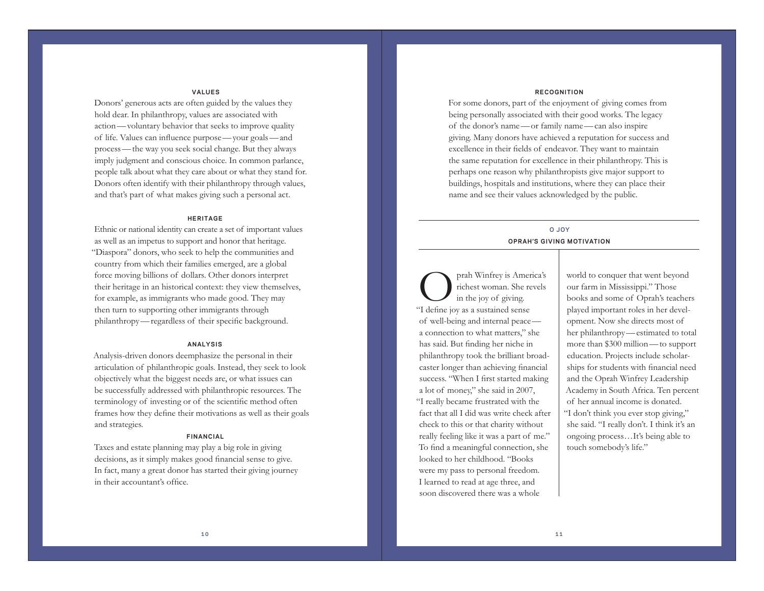### VALUES

Donors' generous acts are often guided by the values they hold dear. In philanthropy, values are associated with action — voluntary behavior that seeks to improve quality of life. Values can influence purpose — your goals — and process — the way you seek social change. But they always imply judgment and conscious choice. In common parlance, people talk about what they care about or what they stand for. Donors often identify with their philanthropy through values, and that's part of what makes giving such a personal act.

### HERITAGE

Ethnic or national identity can create a set of important values as well as an impetus to support and honor that heritage. "Diaspora" donors, who seek to help the communities and country from which their families emerged, are a global force moving billions of dollars. Other donors interpret their heritage in an historical context: they view themselves, for example, as immigrants who made good. They may then turn to supporting other immigrants through philanthropy — regardless of their specific background.

### ANALYSIS

Analysis-driven donors deemphasize the personal in their articulation of philanthropic goals. Instead, they seek to look objectively what the biggest needs are, or what issues can be successfully addressed with philanthropic resources. The terminology of investing or of the scientific method often frames how they define their motivations as well as their goals and strategies.

### FINANCIAL

Taxes and estate planning may play a big role in giving decisions, as it simply makes good financial sense to give. In fact, many a great donor has started their giving journey in their accountant's office.

### RECOGNITION

For some donors, part of the enjoyment of giving comes from being personally associated with their good works. The legacy of the donor's name — or family name — can also inspire giving. Many donors have achieved a reputation for success and excellence in their fields of endeavor. They want to maintain the same reputation for excellence in their philanthropy. This is perhaps one reason why philanthropists give major support to buildings, hospitals and institutions, where they can place their name and see their values acknowledged by the public.

---

### O JOY
#### OPRAH'S GIVING MOTIVATION

Oprah Winfrey is America's richest woman. She revels in the joy of giving. "I define joy as a sustained sense of well-being and internal peace — a connection to what matters," she has said. But finding her niche in philanthropy took the brilliant broadcaster longer than achieving financial success. "When I first started making a lot of money," she said in 2007, "I really became frustrated with the fact that all I did was write check after check to this or that charity without really feeling like it was a part of me." To find a meaningful connection, she looked to her childhood. "Books were my pass to personal freedom. I learned to read at age three, and soon discovered there was a whole world to conquer that went beyond our farm in Mississippi." Those books and some of Oprah's teachers played important roles in her development. Now she directs most of her philanthropy — estimated to total more than $300 million — to support education. Projects include scholarships for students with financial need and the Oprah Winfrey Leadership Academy in South Africa. Ten percent of her annual income is donated. "I don't think you ever stop giving," she said. "I really don't. I think it's an ongoing process…It's being able to touch somebody's life."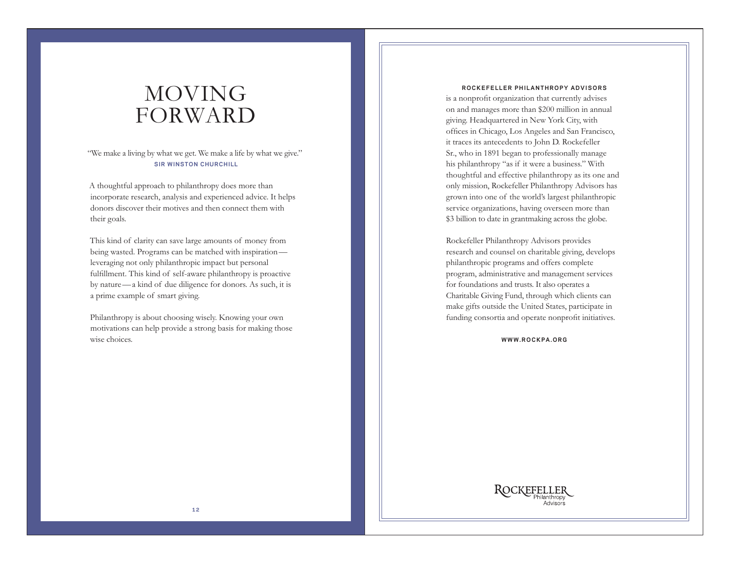# MOVING FORWARD

"We make a living by what we get. We make a life by what we give."
**SIR WINSTON CHURCHILL**

A thoughtful approach to philanthropy does more than incorporate research, analysis and experienced advice. It helps donors discover their motives and then connect them with their goals.

This kind of clarity can save large amounts of money from being wasted. Programs can be matched with inspiration—leveraging not only philanthropic impact but personal fulfillment. This kind of self-aware philanthropy is proactive by nature—a kind of due diligence for donors. As such, it is a prime example of smart giving.

Philanthropy is about choosing wisely. Knowing your own motivations can help provide a strong basis for making those wise choices.

**ROCKEFELLER PHILANTHROPY ADVISORS** is a nonprofit organization that currently advises on and manages more than $200 million in annual giving. Headquartered in New York City, with offices in Chicago, Los Angeles and San Francisco, it traces its antecedents to John D. Rockefeller Sr., who in 1891 began to professionally manage his philanthropy "as if it were a business." With thoughtful and effective philanthropy as its one and only mission, Rockefeller Philanthropy Advisors has grown into one of the world's largest philanthropic service organizations, having overseen more than $3 billion to date in grantmaking across the globe.

Rockefeller Philanthropy Advisors provides research and counsel on charitable giving, develops philanthropic programs and offers complete program, administrative and management services for foundations and trusts. It also operates a Charitable Giving Fund, through which clients can make gifts outside the United States, participate in funding consortia and operate nonprofit initiatives.

**WWW.ROCKPA.ORG**

ROCKEFELLER Philanthropy Advisors